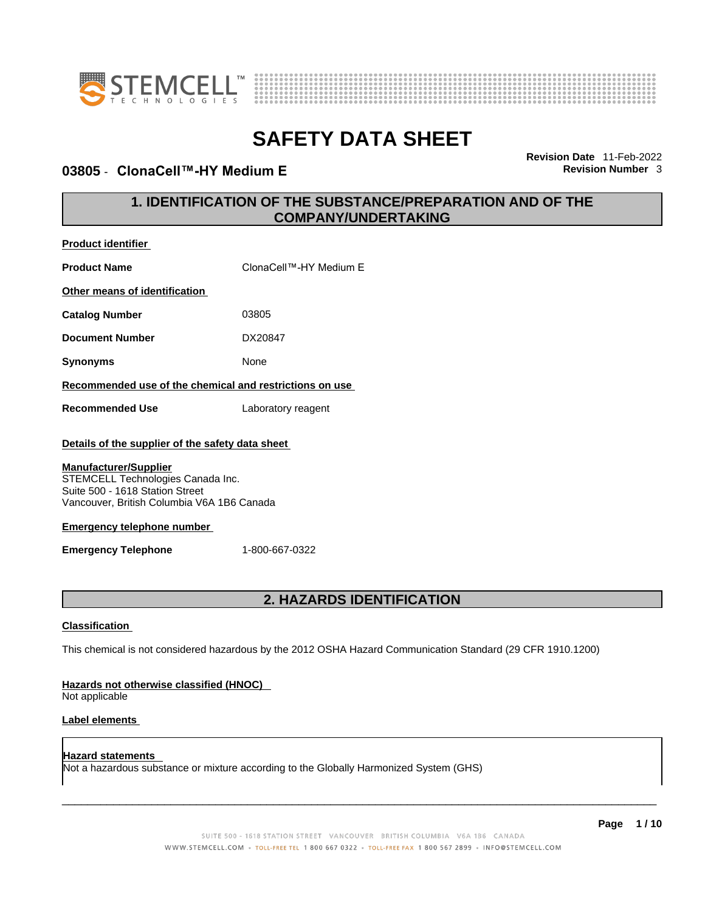# SAFETY DATA SHEET

**03805 - ClonaCell™-HY Medium E**

**Revision Date** 11-Feb-2022
**Revision Number** 3

## 1. IDENTIFICATION OF THE SUBSTANCE/PREPARATION AND OF THE COMPANY/UNDERTAKING

**Product identifier**

| | |
|---|---|
| **Product Name** | ClonaCell™-HY Medium E |

**Other means of identification**

| | |
|---|---|
| **Catalog Number** | 03805 |
| **Document Number** | DX20847 |
| **Synonyms** | None |

**Recommended use of the chemical and restrictions on use**

| | |
|---|---|
| **Recommended Use** | Laboratory reagent |

**Details of the supplier of the safety data sheet**

**Manufacturer/Supplier**
STEMCELL Technologies Canada Inc.
Suite 500 - 1618 Station Street
Vancouver, British Columbia V6A 1B6 Canada

**Emergency telephone number**

| | |
|---|---|
| **Emergency Telephone** | 1-800-667-0322 |

## 2. HAZARDS IDENTIFICATION

**Classification**

This chemical is not considered hazardous by the 2012 OSHA Hazard Communication Standard (29 CFR 1910.1200)

**Hazards not otherwise classified (HNOC)**
Not applicable

**Label elements**

**Hazard statements**
Not a hazardous substance or mixture according to the Globally Harmonized System (GHS)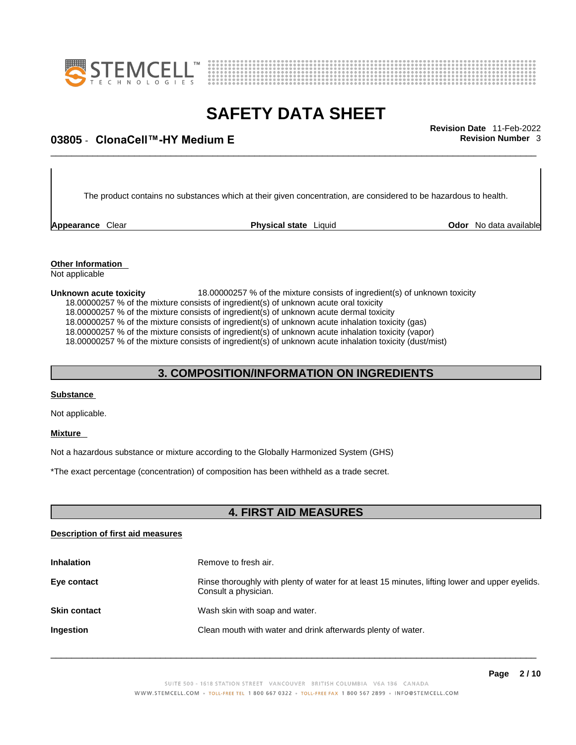The product contains no substances which at their given concentration, are considered to be hazardous to health.

| **Appearance** Clear | **Physical state** Liquid | **Odor** No data available |
|---|---|---|

**Other Information**
Not applicable

**Unknown acute toxicity** 18.00000257 % of the mixture consists of ingredient(s) of unknown toxicity
18.00000257 % of the mixture consists of ingredient(s) of unknown acute oral toxicity
18.00000257 % of the mixture consists of ingredient(s) of unknown acute dermal toxicity
18.00000257 % of the mixture consists of ingredient(s) of unknown acute inhalation toxicity (gas)
18.00000257 % of the mixture consists of ingredient(s) of unknown acute inhalation toxicity (vapor)
18.00000257 % of the mixture consists of ingredient(s) of unknown acute inhalation toxicity (dust/mist)

## 3. COMPOSITION/INFORMATION ON INGREDIENTS

**Substance**

Not applicable.

**Mixture**

Not a hazardous substance or mixture according to the Globally Harmonized System (GHS)

*The exact percentage (concentration) of composition has been withheld as a trade secret.

## 4. FIRST AID MEASURES

**Description of first aid measures**

**Inhalation** Remove to fresh air.

**Eye contact** Rinse thoroughly with plenty of water for at least 15 minutes, lifting lower and upper eyelids. Consult a physician.

**Skin contact** Wash skin with soap and water.

**Ingestion** Clean mouth with water and drink afterwards plenty of water.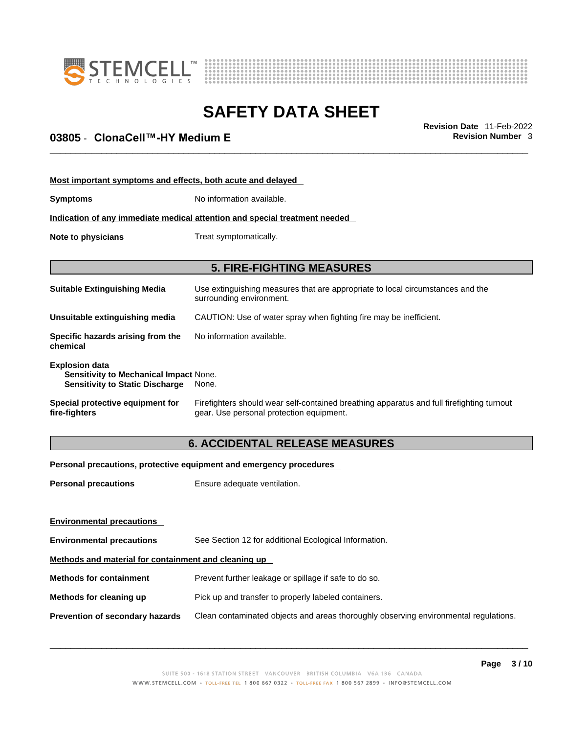#### Most important symptoms and effects, both acute and delayed

**Symptoms** No information available.

#### Indication of any immediate medical attention and special treatment needed

**Note to physicians** Treat symptomatically.

## 5. FIRE-FIGHTING MEASURES

**Suitable Extinguishing Media** Use extinguishing measures that are appropriate to local circumstances and the surrounding environment.

**Unsuitable extinguishing media** CAUTION: Use of water spray when fighting fire may be inefficient.

**Specific hazards arising from the chemical** No information available.

**Explosion data**
- **Sensitivity to Mechanical Impact** None.
- **Sensitivity to Static Discharge** None.

**Special protective equipment for fire-fighters** Firefighters should wear self-contained breathing apparatus and full firefighting turnout gear. Use personal protection equipment.

## 6. ACCIDENTAL RELEASE MEASURES

#### Personal precautions, protective equipment and emergency procedures

**Personal precautions** Ensure adequate ventilation.

#### Environmental precautions

**Environmental precautions** See Section 12 for additional Ecological Information.

#### Methods and material for containment and cleaning up

**Methods for containment** Prevent further leakage or spillage if safe to do so.

**Methods for cleaning up** Pick up and transfer to properly labeled containers.

**Prevention of secondary hazards** Clean contaminated objects and areas thoroughly observing environmental regulations.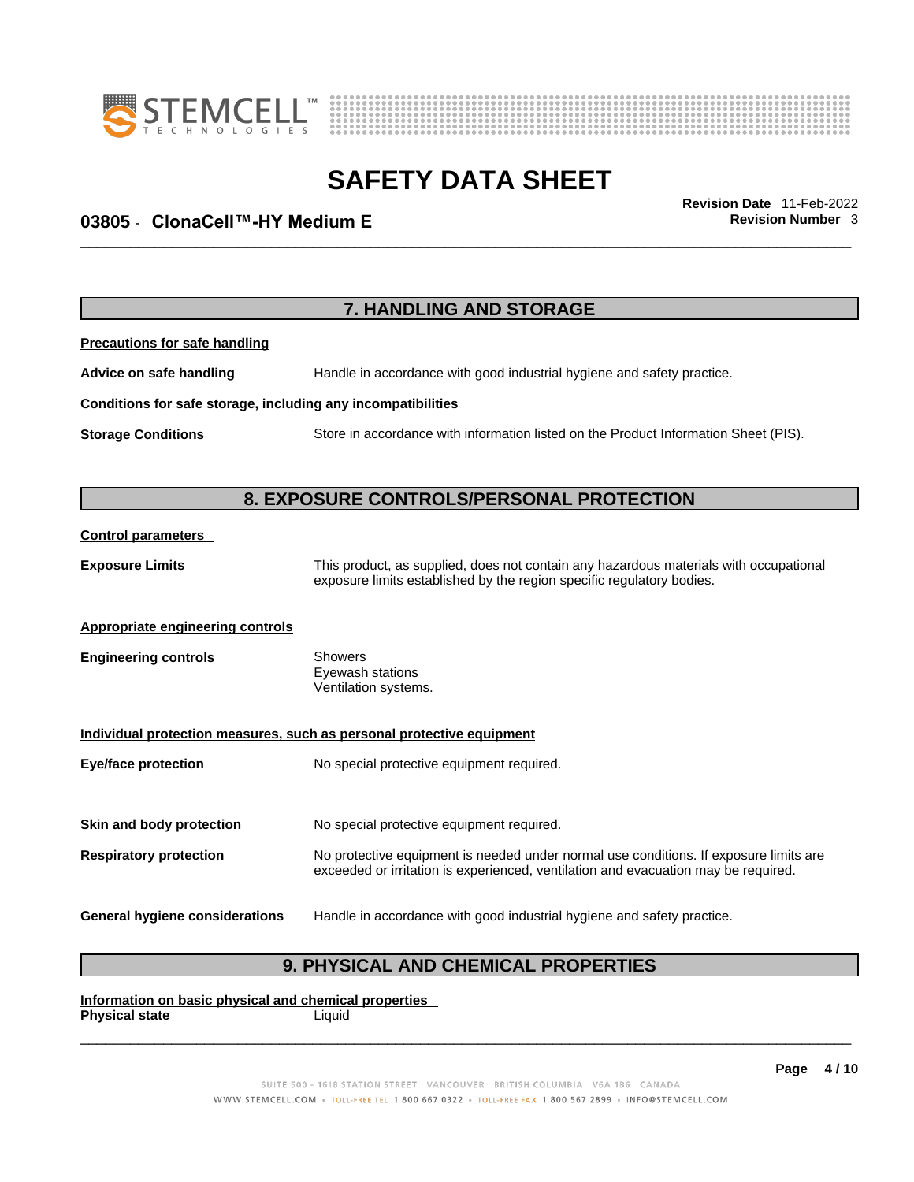## 7. HANDLING AND STORAGE

**Precautions for safe handling**

**Advice on safe handling** Handle in accordance with good industrial hygiene and safety practice.

**Conditions for safe storage, including any incompatibilities**

**Storage Conditions** Store in accordance with information listed on the Product Information Sheet (PIS).

## 8. EXPOSURE CONTROLS/PERSONAL PROTECTION

**Control parameters**

**Exposure Limits** This product, as supplied, does not contain any hazardous materials with occupational exposure limits established by the region specific regulatory bodies.

**Appropriate engineering controls**

**Engineering controls** Showers
Eyewash stations
Ventilation systems.

**Individual protection measures, such as personal protective equipment**

**Eye/face protection** No special protective equipment required.

**Skin and body protection** No special protective equipment required.

**Respiratory protection** No protective equipment is needed under normal use conditions. If exposure limits are exceeded or irritation is experienced, ventilation and evacuation may be required.

**General hygiene considerations** Handle in accordance with good industrial hygiene and safety practice.

## 9. PHYSICAL AND CHEMICAL PROPERTIES

**Information on basic physical and chemical properties**

**Physical state** Liquid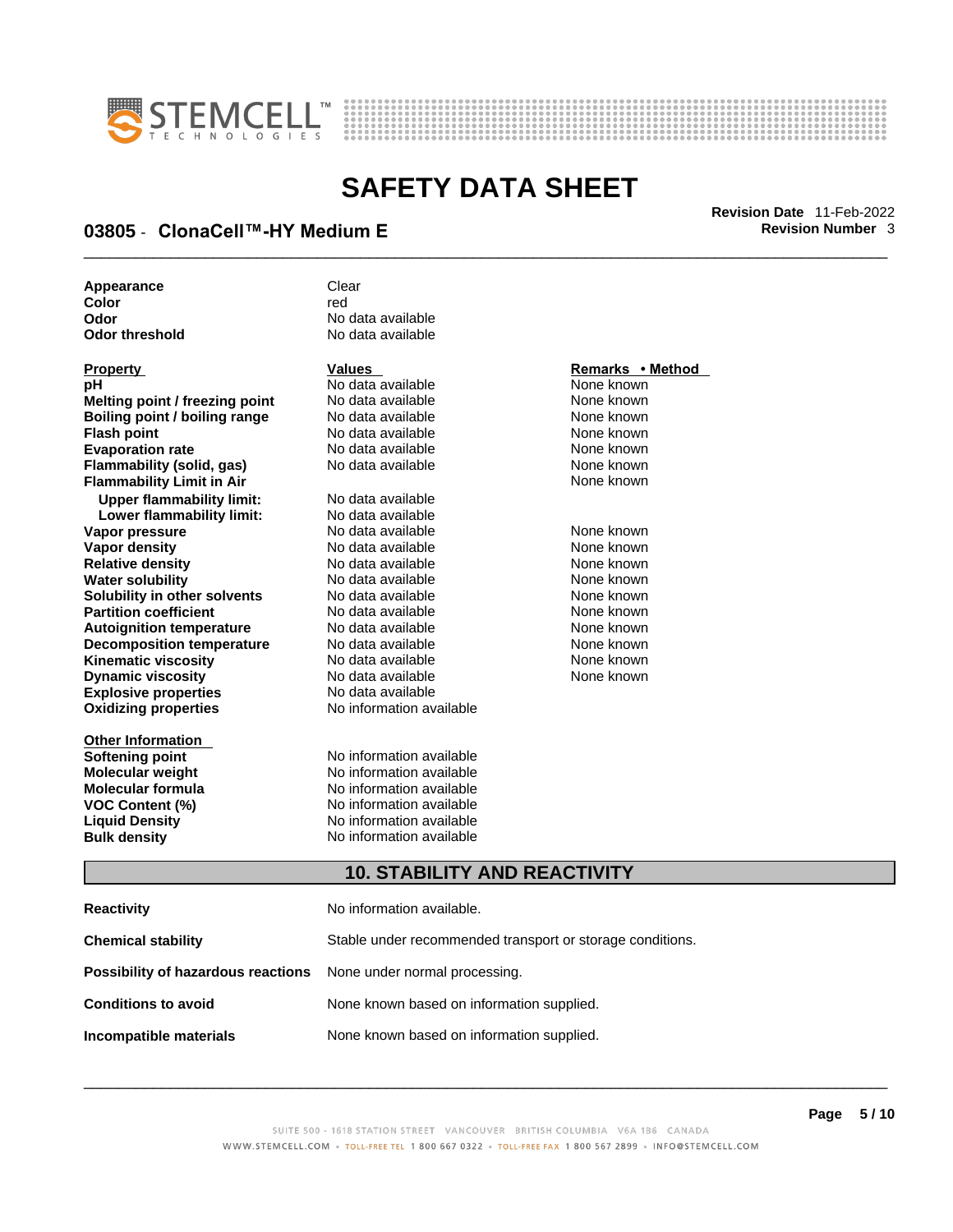| | |
|---|---|
| **Appearance** | Clear |
| **Color** | red |
| **Odor** | No data available |
| **Odor threshold** | No data available |

| **Property** | **Values** | **Remarks • Method** |
|---|---|---|
| **pH** | No data available | None known |
| **Melting point / freezing point** | No data available | None known |
| **Boiling point / boiling range** | No data available | None known |
| **Flash point** | No data available | None known |
| **Evaporation rate** | No data available | None known |
| **Flammability (solid, gas)** | No data available | None known |
| **Flammability Limit in Air** | | None known |
| **Upper flammability limit:** | No data available | |
| **Lower flammability limit:** | No data available | |
| **Vapor pressure** | No data available | None known |
| **Vapor density** | No data available | None known |
| **Relative density** | No data available | None known |
| **Water solubility** | No data available | None known |
| **Solubility in other solvents** | No data available | None known |
| **Partition coefficient** | No data available | None known |
| **Autoignition temperature** | No data available | None known |
| **Decomposition temperature** | No data available | None known |
| **Kinematic viscosity** | No data available | None known |
| **Dynamic viscosity** | No data available | None known |
| **Explosive properties** | No data available | |
| **Oxidizing properties** | No information available | |

| **Other Information** | |
|---|---|
| **Softening point** | No information available |
| **Molecular weight** | No information available |
| **Molecular formula** | No information available |
| **VOC Content (%)** | No information available |
| **Liquid Density** | No information available |
| **Bulk density** | No information available |

## 10. STABILITY AND REACTIVITY

| | |
|---|---|
| **Reactivity** | No information available. |
| **Chemical stability** | Stable under recommended transport or storage conditions. |
| **Possibility of hazardous reactions** | None under normal processing. |
| **Conditions to avoid** | None known based on information supplied. |
| **Incompatible materials** | None known based on information supplied. |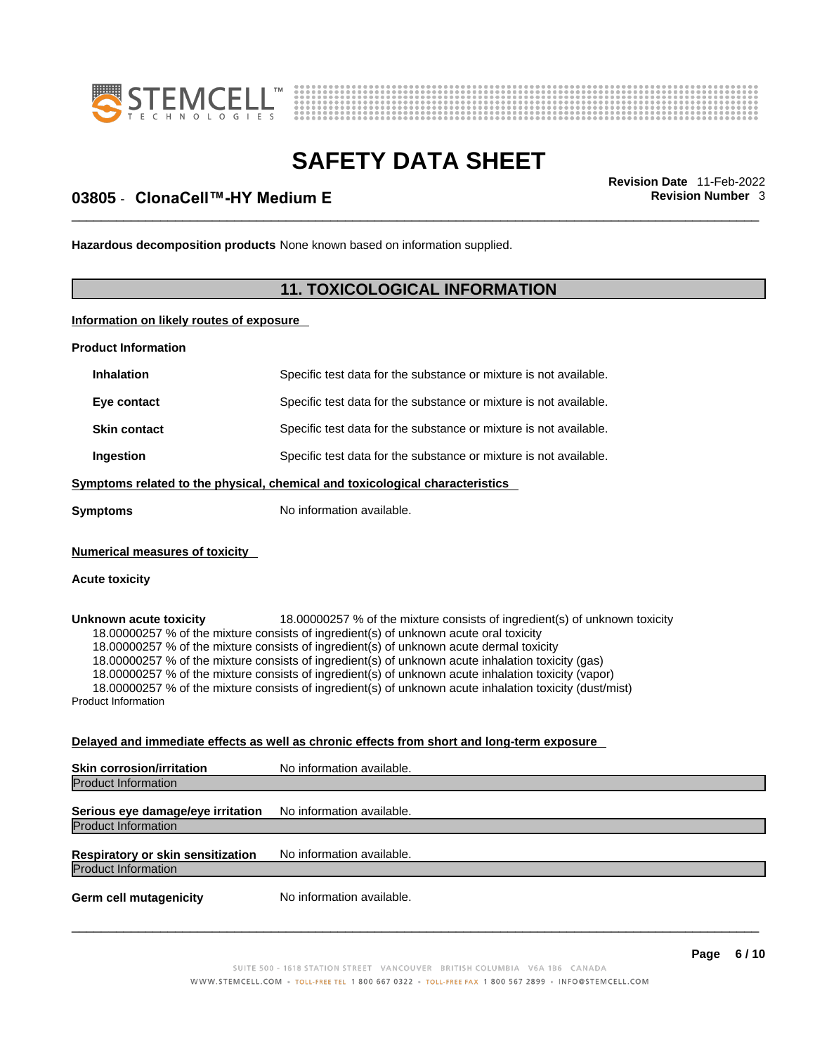**Hazardous decomposition products** None known based on information supplied.

## 11. TOXICOLOGICAL INFORMATION

**Information on likely routes of exposure**

**Product Information**

| | |
|---|---|
| **Inhalation** | Specific test data for the substance or mixture is not available. |
| **Eye contact** | Specific test data for the substance or mixture is not available. |
| **Skin contact** | Specific test data for the substance or mixture is not available. |
| **Ingestion** | Specific test data for the substance or mixture is not available. |

**Symptoms related to the physical, chemical and toxicological characteristics**

**Symptoms** No information available.

**Numerical measures of toxicity**

**Acute toxicity**

**Unknown acute toxicity** 18.00000257 % of the mixture consists of ingredient(s) of unknown toxicity

18.00000257 % of the mixture consists of ingredient(s) of unknown acute oral toxicity
18.00000257 % of the mixture consists of ingredient(s) of unknown acute dermal toxicity
18.00000257 % of the mixture consists of ingredient(s) of unknown acute inhalation toxicity (gas)
18.00000257 % of the mixture consists of ingredient(s) of unknown acute inhalation toxicity (vapor)
18.00000257 % of the mixture consists of ingredient(s) of unknown acute inhalation toxicity (dust/mist)

Product Information

**Delayed and immediate effects as well as chronic effects from short and long-term exposure**

**Skin corrosion/irritation** No information available.

Product Information

**Serious eye damage/eye irritation** No information available.

Product Information

**Respiratory or skin sensitization** No information available.

Product Information

**Germ cell mutagenicity** No information available.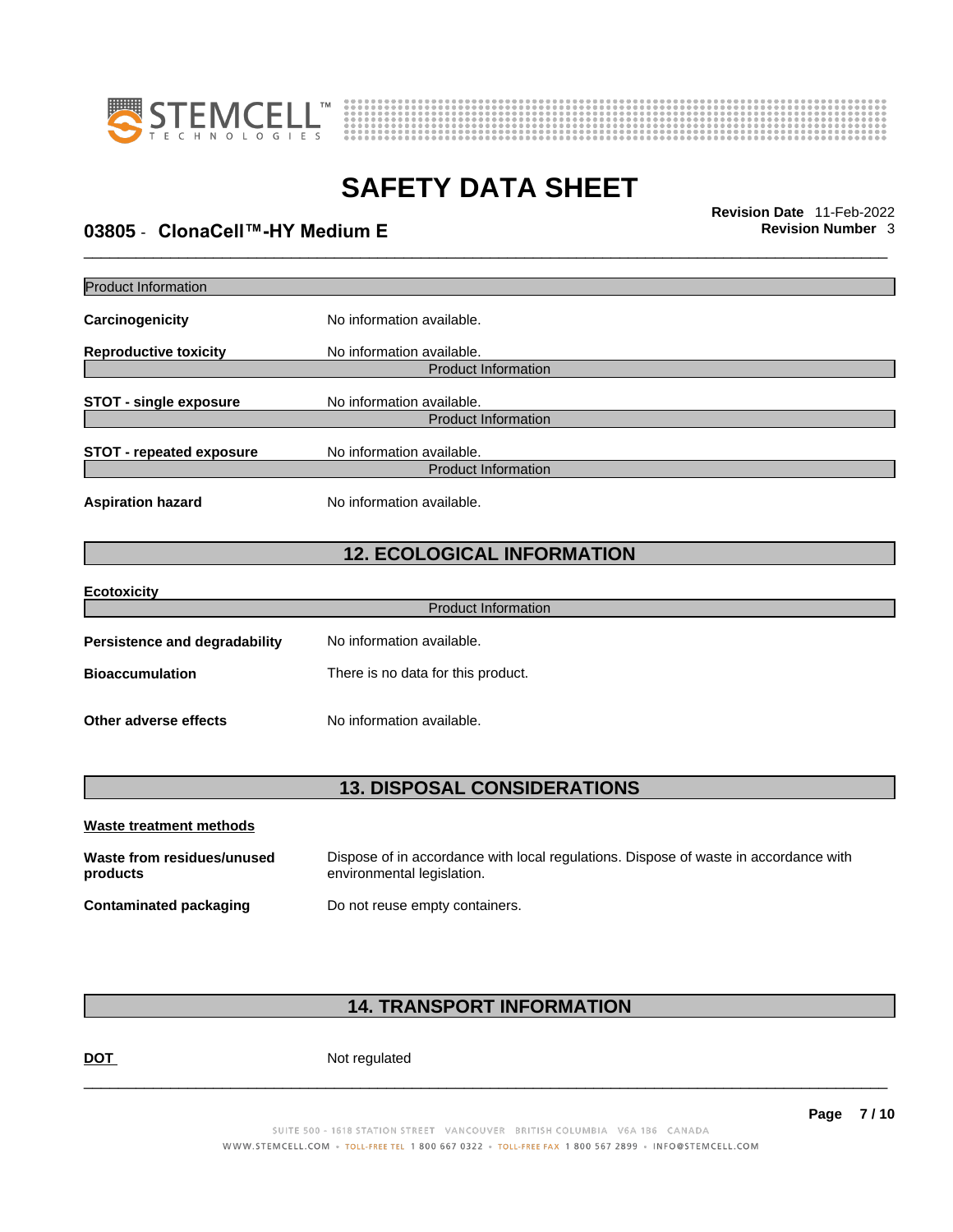Product Information

**Carcinogenicity** No information available.

**Reproductive toxicity** No information available.

Product Information

**STOT - single exposure** No information available.

Product Information

**STOT - repeated exposure** No information available.

Product Information

**Aspiration hazard** No information available.

## 12. ECOLOGICAL INFORMATION

**Ecotoxicity**

Product Information

**Persistence and degradability** No information available.

**Bioaccumulation** There is no data for this product.

**Other adverse effects** No information available.

## 13. DISPOSAL CONSIDERATIONS

**Waste treatment methods**

**Waste from residues/unused products** Dispose of in accordance with local regulations. Dispose of waste in accordance with environmental legislation.

**Contaminated packaging** Do not reuse empty containers.

## 14. TRANSPORT INFORMATION

**DOT** Not regulated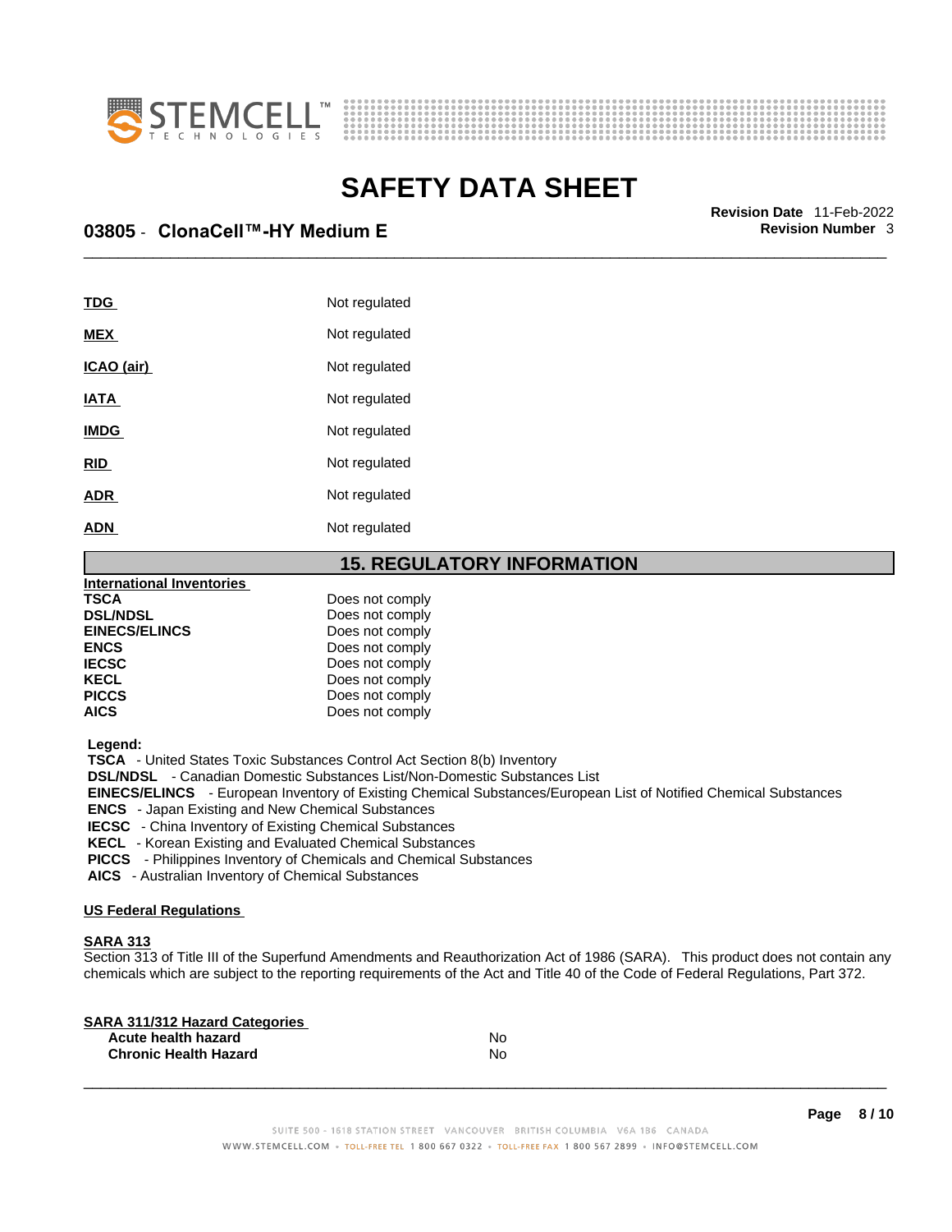| | |
|---|---|
| **TDG** | Not regulated |
| **MEX** | Not regulated |
| **ICAO (air)** | Not regulated |
| **IATA** | Not regulated |
| **IMDG** | Not regulated |
| **RID** | Not regulated |
| **ADR** | Not regulated |
| **ADN** | Not regulated |

## 15. REGULATORY INFORMATION

**International Inventories**

| | |
|---|---|
| **TSCA** | Does not comply |
| **DSL/NDSL** | Does not comply |
| **EINECS/ELINCS** | Does not comply |
| **ENCS** | Does not comply |
| **IECSC** | Does not comply |
| **KECL** | Does not comply |
| **PICCS** | Does not comply |
| **AICS** | Does not comply |

**Legend:**
**TSCA** - United States Toxic Substances Control Act Section 8(b) Inventory
**DSL/NDSL** - Canadian Domestic Substances List/Non-Domestic Substances List
**EINECS/ELINCS** - European Inventory of Existing Chemical Substances/European List of Notified Chemical Substances
**ENCS** - Japan Existing and New Chemical Substances
**IECSC** - China Inventory of Existing Chemical Substances
**KECL** - Korean Existing and Evaluated Chemical Substances
**PICCS** - Philippines Inventory of Chemicals and Chemical Substances
**AICS** - Australian Inventory of Chemical Substances

**US Federal Regulations**

**SARA 313**
Section 313 of Title III of the Superfund Amendments and Reauthorization Act of 1986 (SARA). This product does not contain any chemicals which are subject to the reporting requirements of the Act and Title 40 of the Code of Federal Regulations, Part 372.

**SARA 311/312 Hazard Categories**

| | |
|---|---|
| **Acute health hazard** | No |
| **Chronic Health Hazard** | No |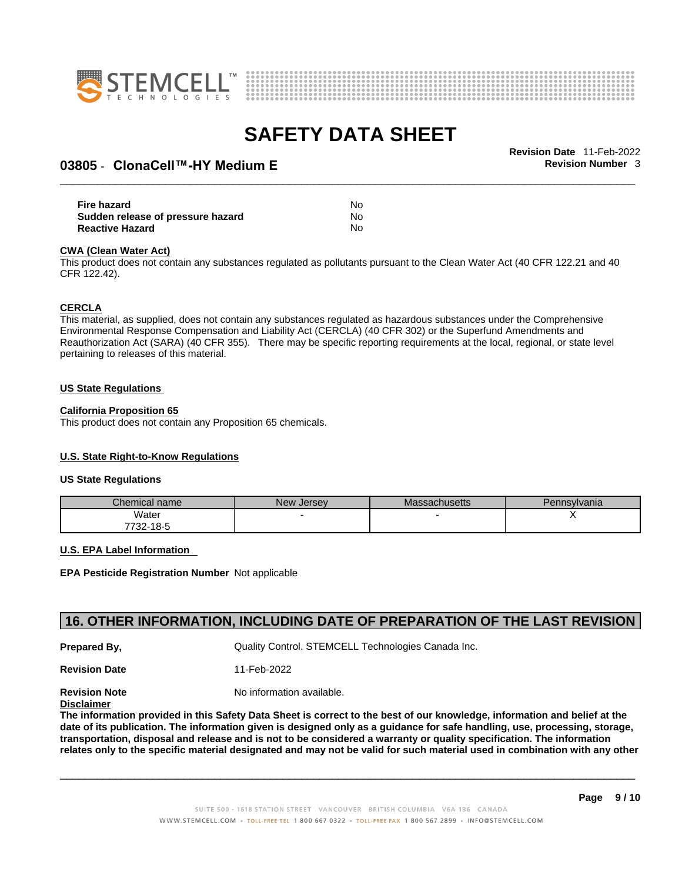| | |
|---|---|
| **Fire hazard** | No |
| **Sudden release of pressure hazard** | No |
| **Reactive Hazard** | No |

**CWA (Clean Water Act)**

This product does not contain any substances regulated as pollutants pursuant to the Clean Water Act (40 CFR 122.21 and 40 CFR 122.42).

**CERCLA**

This material, as supplied, does not contain any substances regulated as hazardous substances under the Comprehensive Environmental Response Compensation and Liability Act (CERCLA) (40 CFR 302) or the Superfund Amendments and Reauthorization Act (SARA) (40 CFR 355). There may be specific reporting requirements at the local, regional, or state level pertaining to releases of this material.

**US State Regulations**

**California Proposition 65**

This product does not contain any Proposition 65 chemicals.

**U.S. State Right-to-Know Regulations**

**US State Regulations**

| Chemical name | New Jersey | Massachusetts | Pennsylvania |
|---|---|---|---|
| Water 7732-18-5 | - | - | X |

**U.S. EPA Label Information**

**EPA Pesticide Registration Number** Not applicable

## 16. OTHER INFORMATION, INCLUDING DATE OF PREPARATION OF THE LAST REVISION

**Prepared By,** Quality Control. STEMCELL Technologies Canada Inc.

**Revision Date** 11-Feb-2022

**Revision Note** No information available.

**Disclaimer**

**The information provided in this Safety Data Sheet is correct to the best of our knowledge, information and belief at the date of its publication. The information given is designed only as a guidance for safe handling, use, processing, storage, transportation, disposal and release and is not to be considered a warranty or quality specification. The information relates only to the specific material designated and may not be valid for such material used in combination with any other**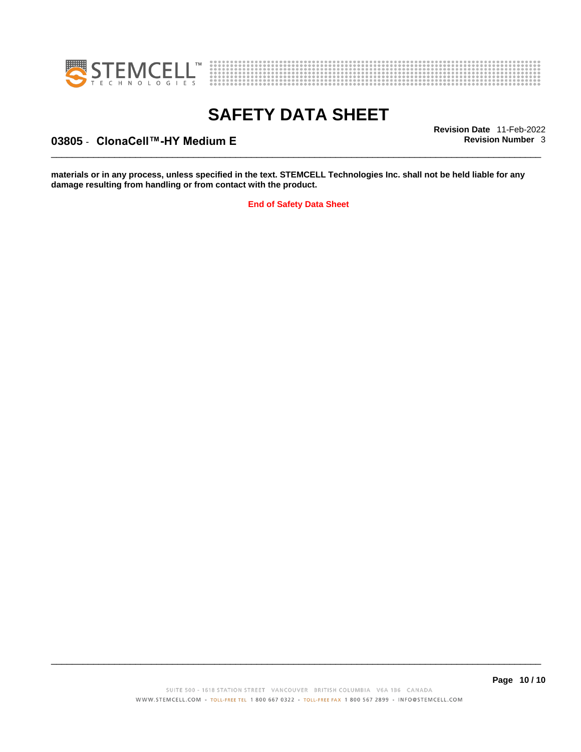**materials or in any process, unless specified in the text. STEMCELL Technologies Inc. shall not be held liable for any damage resulting from handling or from contact with the product.**

**End of Safety Data Sheet**